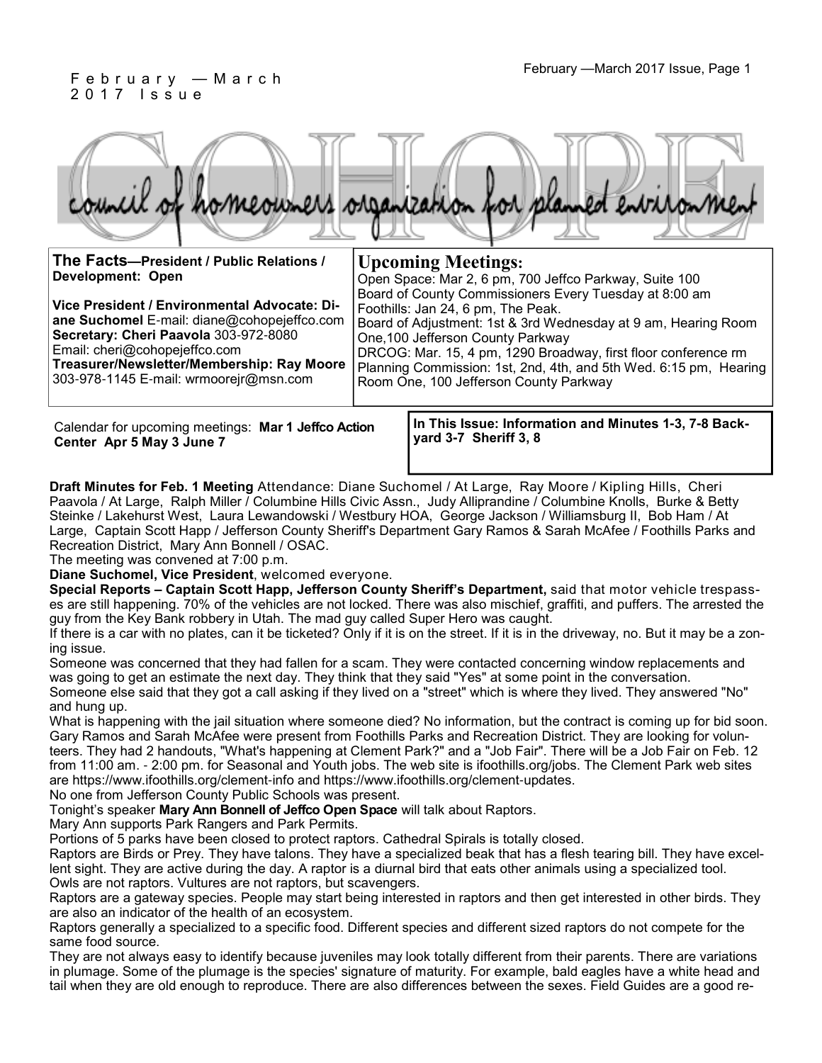February — March 2017 Issue

# COHOPE

council of homeowners organization for planned environment

**The Facts—President / Public Relations / Development: Open**

**Vice President / Environmental Advocate: Diane Suchomel** E-mail: diane@cohopejeffco.com
**Secretary: Cheri Paavola** 303-972-8080
Email: cheri@cohopejeffco.com
**Treasurer/Newsletter/Membership: Ray Moore**
303-978-1145 E-mail: wrmoorejr@msn.com

## Upcoming Meetings:

Open Space: Mar 2, 6 pm, 700 Jeffco Parkway, Suite 100
Board of County Commissioners Every Tuesday at 8:00 am
Foothills: Jan 24, 6 pm, The Peak.
Board of Adjustment: 1st & 3rd Wednesday at 9 am, Hearing Room One,100 Jefferson County Parkway
DRCOG: Mar. 15, 4 pm, 1290 Broadway, first floor conference rm
Planning Commission: 1st, 2nd, 4th, and 5th Wed. 6:15 pm, Hearing Room One, 100 Jefferson County Parkway

Calendar for upcoming meetings: **Mar 1 Jeffco Action Center** Apr 5 May 3 June 7

**In This Issue: Information and Minutes 1-3, 7-8 Backyard 3-7 Sheriff 3, 8**

**Draft Minutes for Feb. 1 Meeting** Attendance: Diane Suchomel / At Large, Ray Moore / Kipling Hills, Cheri Paavola / At Large, Ralph Miller / Columbine Hills Civic Assn., Judy Alliprandine / Columbine Knolls, Burke & Betty Steinke / Lakehurst West, Laura Lewandowski / Westbury HOA, George Jackson / Williamsburg II, Bob Ham / At Large, Captain Scott Happ / Jefferson County Sheriff's Department Gary Ramos & Sarah McAfee / Foothills Parks and Recreation District, Mary Ann Bonnell / OSAC.

The meeting was convened at 7:00 p.m.

**Diane Suchomel, Vice President**, welcomed everyone.

**Special Reports – Captain Scott Happ, Jefferson County Sheriff's Department,** said that motor vehicle trespasses are still happening. 70% of the vehicles are not locked. There was also mischief, graffiti, and puffers. The arrested the guy from the Key Bank robbery in Utah. The mad guy called Super Hero was caught.

If there is a car with no plates, can it be ticketed? Only if it is on the street. If it is in the driveway, no. But it may be a zoning issue.

Someone was concerned that they had fallen for a scam. They were contacted concerning window replacements and was going to get an estimate the next day. They think that they said "Yes" at some point in the conversation.

Someone else said that they got a call asking if they lived on a "street" which is where they lived. They answered "No" and hung up.

What is happening with the jail situation where someone died? No information, but the contract is coming up for bid soon.

Gary Ramos and Sarah McAfee were present from Foothills Parks and Recreation District. They are looking for volunteers. They had 2 handouts, "What's happening at Clement Park?" and a "Job Fair". There will be a Job Fair on Feb. 12 from 11:00 am. - 2:00 pm. for Seasonal and Youth jobs. The web site is ifoothills.org/jobs. The Clement Park web sites are https://www.ifoothills.org/clement-info and https://www.ifoothills.org/clement-updates.

No one from Jefferson County Public Schools was present.

Tonight's speaker **Mary Ann Bonnell of Jeffco Open Space** will talk about Raptors.

Mary Ann supports Park Rangers and Park Permits.

Portions of 5 parks have been closed to protect raptors. Cathedral Spirals is totally closed.

Raptors are Birds or Prey. They have talons. They have a specialized beak that has a flesh tearing bill. They have excellent sight. They are active during the day. A raptor is a diurnal bird that eats other animals using a specialized tool.

Owls are not raptors. Vultures are not raptors, but scavengers.

Raptors are a gateway species. People may start being interested in raptors and then get interested in other birds. They are also an indicator of the health of an ecosystem.

Raptors generally a specialized to a specific food. Different species and different sized raptors do not compete for the same food source.

They are not always easy to identify because juveniles may look totally different from their parents. There are variations in plumage. Some of the plumage is the species' signature of maturity. For example, bald eagles have a white head and tail when they are old enough to reproduce. There are also differences between the sexes. Field Guides are a good re-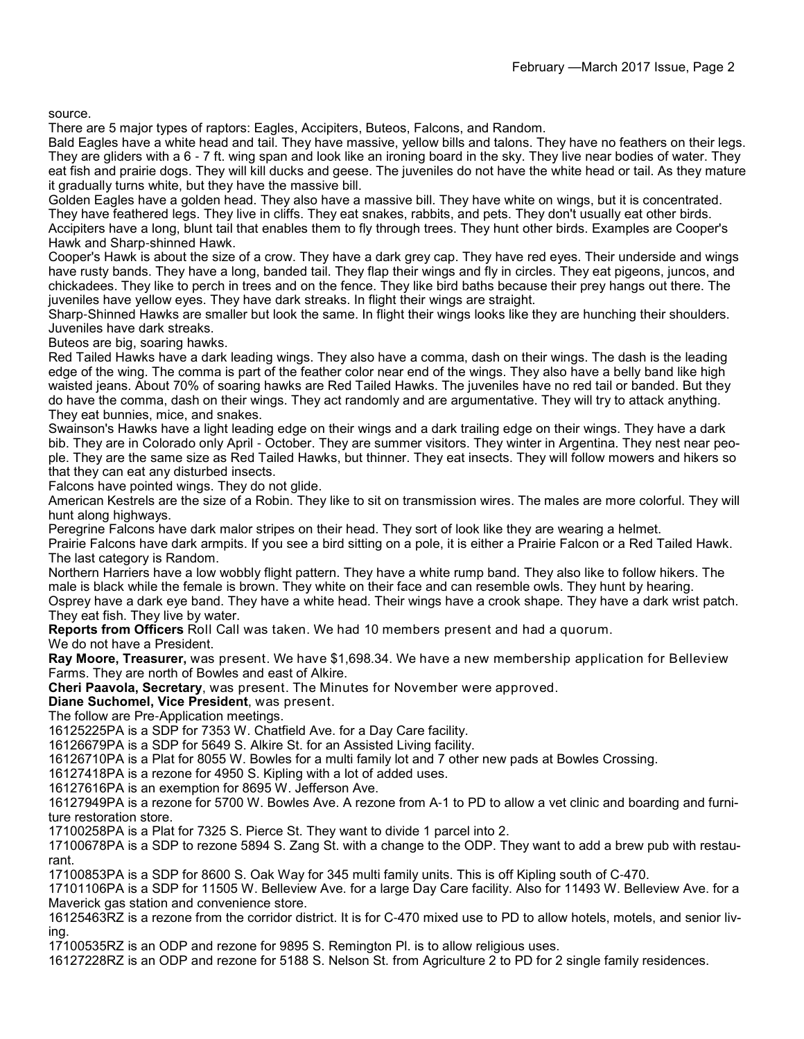source.

There are 5 major types of raptors: Eagles, Accipiters, Buteos, Falcons, and Random.

Bald Eagles have a white head and tail. They have massive, yellow bills and talons. They have no feathers on their legs. They are gliders with a 6 - 7 ft. wing span and look like an ironing board in the sky. They live near bodies of water. They eat fish and prairie dogs. They will kill ducks and geese. The juveniles do not have the white head or tail. As they mature it gradually turns white, but they have the massive bill.

Golden Eagles have a golden head. They also have a massive bill. They have white on wings, but it is concentrated. They have feathered legs. They live in cliffs. They eat snakes, rabbits, and pets. They don't usually eat other birds.

Accipiters have a long, blunt tail that enables them to fly through trees. They hunt other birds. Examples are Cooper's Hawk and Sharp-shinned Hawk.

Cooper's Hawk is about the size of a crow. They have a dark grey cap. They have red eyes. Their underside and wings have rusty bands. They have a long, banded tail. They flap their wings and fly in circles. They eat pigeons, juncos, and chickadees. They like to perch in trees and on the fence. They like bird baths because their prey hangs out there. The juveniles have yellow eyes. They have dark streaks. In flight their wings are straight.

Sharp-Shinned Hawks are smaller but look the same. In flight their wings looks like they are hunching their shoulders. Juveniles have dark streaks.

Buteos are big, soaring hawks.

Red Tailed Hawks have a dark leading wings. They also have a comma, dash on their wings. The dash is the leading edge of the wing. The comma is part of the feather color near end of the wings. They also have a belly band like high waisted jeans. About 70% of soaring hawks are Red Tailed Hawks. The juveniles have no red tail or banded. But they do have the comma, dash on their wings. They act randomly and are argumentative. They will try to attack anything. They eat bunnies, mice, and snakes.

Swainson's Hawks have a light leading edge on their wings and a dark trailing edge on their wings. They have a dark bib. They are in Colorado only April - October. They are summer visitors. They winter in Argentina. They nest near people. They are the same size as Red Tailed Hawks, but thinner. They eat insects. They will follow mowers and hikers so that they can eat any disturbed insects.

Falcons have pointed wings. They do not glide.

American Kestrels are the size of a Robin. They like to sit on transmission wires. The males are more colorful. They will hunt along highways.

Peregrine Falcons have dark malor stripes on their head. They sort of look like they are wearing a helmet.

Prairie Falcons have dark armpits. If you see a bird sitting on a pole, it is either a Prairie Falcon or a Red Tailed Hawk.

The last category is Random.

Northern Harriers have a low wobbly flight pattern. They have a white rump band. They also like to follow hikers. The male is black while the female is brown. They white on their face and can resemble owls. They hunt by hearing.

Osprey have a dark eye band. They have a white head. Their wings have a crook shape. They have a dark wrist patch. They eat fish. They live by water.

**Reports from Officers** Roll Call was taken. We had 10 members present and had a quorum.

We do not have a President.

**Ray Moore, Treasurer,** was present. We have $1,698.34. We have a new membership application for Belleview Farms. They are north of Bowles and east of Alkire.

**Cheri Paavola, Secretary**, was present. The Minutes for November were approved.

**Diane Suchomel, Vice President**, was present.

The follow are Pre-Application meetings.

16125225PA is a SDP for 7353 W. Chatfield Ave. for a Day Care facility.

16126679PA is a SDP for 5649 S. Alkire St. for an Assisted Living facility.

16126710PA is a Plat for 8055 W. Bowles for a multi family lot and 7 other new pads at Bowles Crossing.

16127418PA is a rezone for 4950 S. Kipling with a lot of added uses.

16127616PA is an exemption for 8695 W. Jefferson Ave.

16127949PA is a rezone for 5700 W. Bowles Ave. A rezone from A-1 to PD to allow a vet clinic and boarding and furniture restoration store.

17100258PA is a Plat for 7325 S. Pierce St. They want to divide 1 parcel into 2.

17100678PA is a SDP to rezone 5894 S. Zang St. with a change to the ODP. They want to add a brew pub with restaurant.

17100853PA is a SDP for 8600 S. Oak Way for 345 multi family units. This is off Kipling south of C-470.

17101106PA is a SDP for 11505 W. Belleview Ave. for a large Day Care facility. Also for 11493 W. Belleview Ave. for a Maverick gas station and convenience store.

16125463RZ is a rezone from the corridor district. It is for C-470 mixed use to PD to allow hotels, motels, and senior living.

17100535RZ is an ODP and rezone for 9895 S. Remington Pl. is to allow religious uses.

16127228RZ is an ODP and rezone for 5188 S. Nelson St. from Agriculture 2 to PD for 2 single family residences.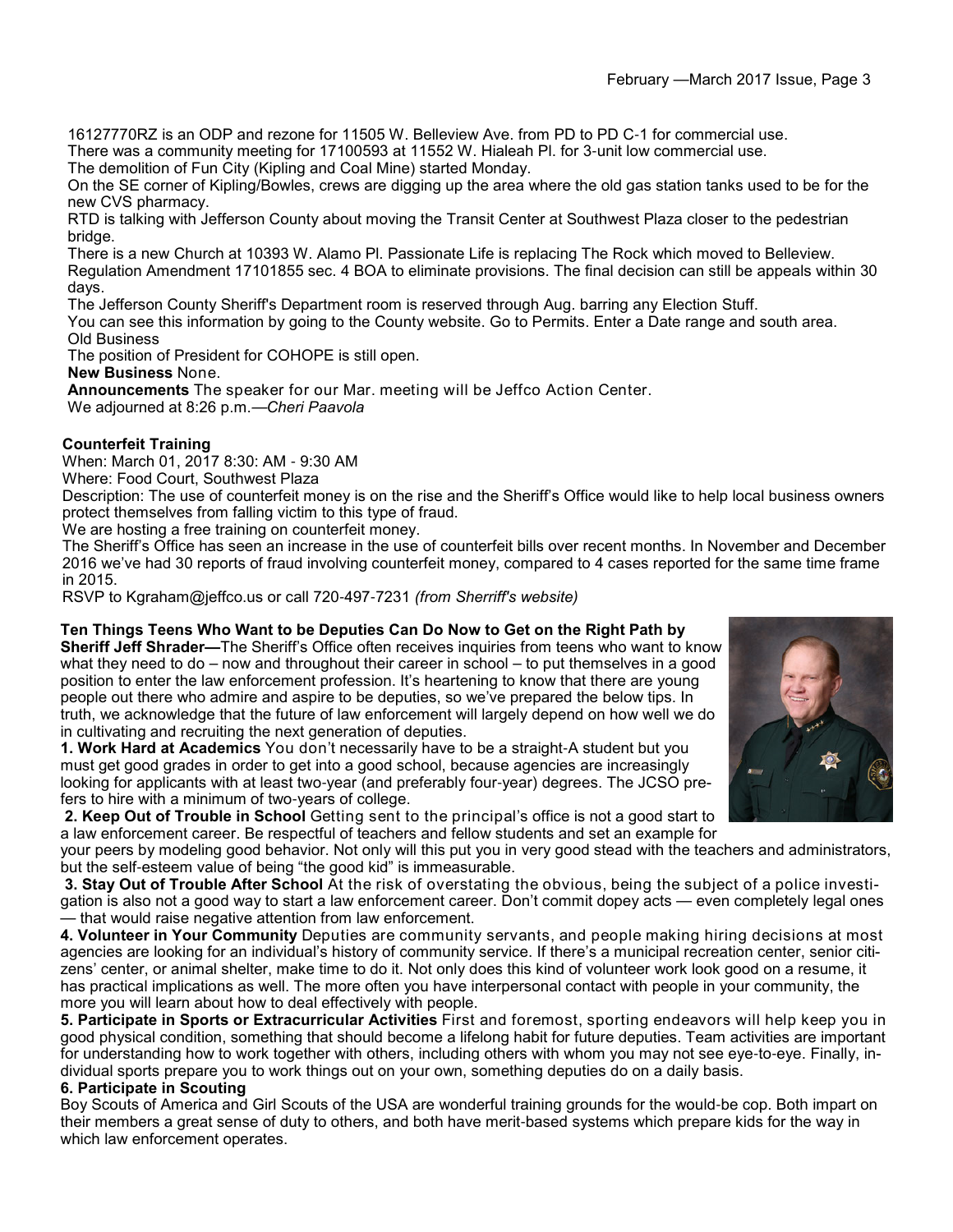16127770RZ is an ODP and rezone for 11505 W. Belleview Ave. from PD to PD C-1 for commercial use.

There was a community meeting for 17100593 at 11552 W. Hialeah Pl. for 3-unit low commercial use.

The demolition of Fun City (Kipling and Coal Mine) started Monday.

On the SE corner of Kipling/Bowles, crews are digging up the area where the old gas station tanks used to be for the new CVS pharmacy.

RTD is talking with Jefferson County about moving the Transit Center at Southwest Plaza closer to the pedestrian bridge.

There is a new Church at 10393 W. Alamo Pl. Passionate Life is replacing The Rock which moved to Belleview.

Regulation Amendment 17101855 sec. 4 BOA to eliminate provisions. The final decision can still be appeals within 30 days.

The Jefferson County Sheriff's Department room is reserved through Aug. barring any Election Stuff.

You can see this information by going to the County website. Go to Permits. Enter a Date range and south area.

Old Business

The position of President for COHOPE is still open.

**New Business** None.

**Announcements** The speaker for our Mar. meeting will be Jeffco Action Center.

We adjourned at 8:26 p.m.—*Cheri Paavola*

**Counterfeit Training**

When: March 01, 2017 8:30: AM - 9:30 AM

Where: Food Court, Southwest Plaza

Description: The use of counterfeit money is on the rise and the Sheriff's Office would like to help local business owners protect themselves from falling victim to this type of fraud.

We are hosting a free training on counterfeit money.

The Sheriff's Office has seen an increase in the use of counterfeit bills over recent months. In November and December 2016 we've had 30 reports of fraud involving counterfeit money, compared to 4 cases reported for the same time frame in 2015.

RSVP to Kgraham@jeffco.us or call 720-497-7231 *(from Sherriff's website)*

**Ten Things Teens Who Want to be Deputies Can Do Now to Get on the Right Path by Sheriff Jeff Shrader—**The Sheriff's Office often receives inquiries from teens who want to know what they need to do – now and throughout their career in school – to put themselves in a good position to enter the law enforcement profession. It's heartening to know that there are young people out there who admire and aspire to be deputies, so we've prepared the below tips. In truth, we acknowledge that the future of law enforcement will largely depend on how well we do in cultivating and recruiting the next generation of deputies.

**1. Work Hard at Academics** You don't necessarily have to be a straight-A student but you must get good grades in order to get into a good school, because agencies are increasingly looking for applicants with at least two-year (and preferably four-year) degrees. The JCSO prefers to hire with a minimum of two-years of college.

**2. Keep Out of Trouble in School** Getting sent to the principal's office is not a good start to a law enforcement career. Be respectful of teachers and fellow students and set an example for your peers by modeling good behavior. Not only will this put you in very good stead with the teachers and administrators, but the self-esteem value of being "the good kid" is immeasurable.

**3. Stay Out of Trouble After School** At the risk of overstating the obvious, being the subject of a police investigation is also not a good way to start a law enforcement career. Don't commit dopey acts — even completely legal ones — that would raise negative attention from law enforcement.

**4. Volunteer in Your Community** Deputies are community servants, and people making hiring decisions at most agencies are looking for an individual's history of community service. If there's a municipal recreation center, senior citizens' center, or animal shelter, make time to do it. Not only does this kind of volunteer work look good on a resume, it has practical implications as well. The more often you have interpersonal contact with people in your community, the more you will learn about how to deal effectively with people.

**5. Participate in Sports or Extracurricular Activities** First and foremost, sporting endeavors will help keep you in good physical condition, something that should become a lifelong habit for future deputies. Team activities are important for understanding how to work together with others, including others with whom you may not see eye-to-eye. Finally, individual sports prepare you to work things out on your own, something deputies do on a daily basis.

**6. Participate in Scouting**

Boy Scouts of America and Girl Scouts of the USA are wonderful training grounds for the would-be cop. Both impart on their members a great sense of duty to others, and both have merit-based systems which prepare kids for the way in which law enforcement operates.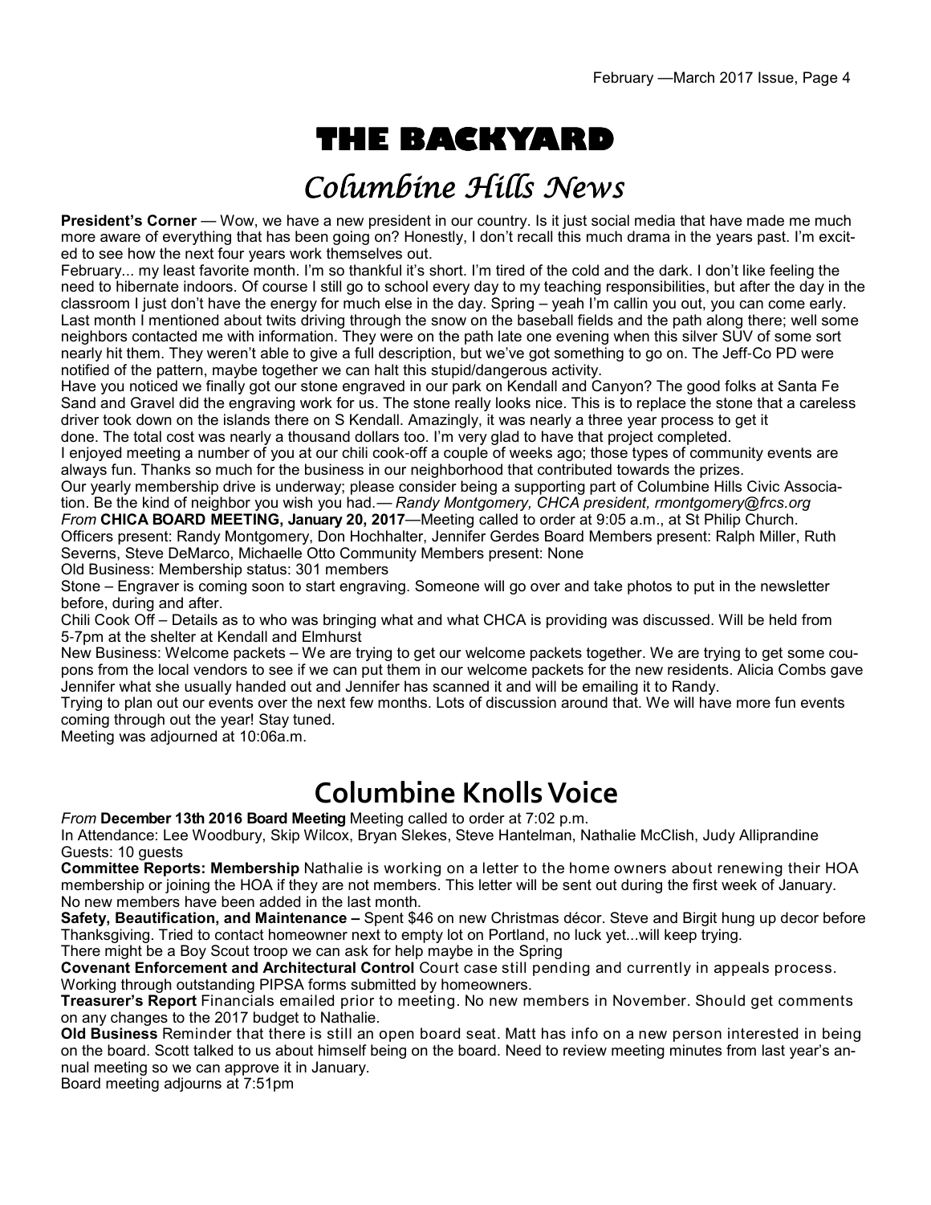# THE BACKYARD

## Columbine Hills News

**President's Corner** — Wow, we have a new president in our country. Is it just social media that have made me much more aware of everything that has been going on? Honestly, I don't recall this much drama in the years past. I'm excited to see how the next four years work themselves out.

February... my least favorite month. I'm so thankful it's short. I'm tired of the cold and the dark. I don't like feeling the need to hibernate indoors. Of course I still go to school every day to my teaching responsibilities, but after the day in the classroom I just don't have the energy for much else in the day. Spring – yeah I'm callin you out, you can come early.

Last month I mentioned about twits driving through the snow on the baseball fields and the path along there; well some neighbors contacted me with information. They were on the path late one evening when this silver SUV of some sort nearly hit them. They weren't able to give a full description, but we've got something to go on. The Jeff-Co PD were notified of the pattern, maybe together we can halt this stupid/dangerous activity.

Have you noticed we finally got our stone engraved in our park on Kendall and Canyon? The good folks at Santa Fe Sand and Gravel did the engraving work for us. The stone really looks nice. This is to replace the stone that a careless driver took down on the islands there on S Kendall. Amazingly, it was nearly a three year process to get it done. The total cost was nearly a thousand dollars too. I'm very glad to have that project completed.

I enjoyed meeting a number of you at our chili cook-off a couple of weeks ago; those types of community events are always fun. Thanks so much for the business in our neighborhood that contributed towards the prizes.

Our yearly membership drive is underway; please consider being a supporting part of Columbine Hills Civic Association. Be the kind of neighbor you wish you had.— *Randy Montgomery, CHCA president, rmontgomery@frcs.org*

*From* **CHICA BOARD MEETING, January 20, 2017**—Meeting called to order at 9:05 a.m., at St Philip Church.

Officers present: Randy Montgomery, Don Hochhalter, Jennifer Gerdes Board Members present: Ralph Miller, Ruth Severns, Steve DeMarco, Michaelle Otto Community Members present: None

Old Business: Membership status: 301 members

Stone – Engraver is coming soon to start engraving. Someone will go over and take photos to put in the newsletter before, during and after.

Chili Cook Off – Details as to who was bringing what and what CHCA is providing was discussed. Will be held from 5-7pm at the shelter at Kendall and Elmhurst

New Business: Welcome packets – We are trying to get our welcome packets together. We are trying to get some coupons from the local vendors to see if we can put them in our welcome packets for the new residents. Alicia Combs gave Jennifer what she usually handed out and Jennifer has scanned it and will be emailing it to Randy.

Trying to plan out our events over the next few months. Lots of discussion around that. We will have more fun events coming through out the year! Stay tuned.

Meeting was adjourned at 10:06a.m.

## Columbine Knolls Voice

*From* **December 13th 2016 Board Meeting** Meeting called to order at 7:02 p.m.

In Attendance: Lee Woodbury, Skip Wilcox, Bryan Slekes, Steve Hantelman, Nathalie McClish, Judy Alliprandine Guests: 10 guests

**Committee Reports: Membership** Nathalie is working on a letter to the home owners about renewing their HOA membership or joining the HOA if they are not members. This letter will be sent out during the first week of January. No new members have been added in the last month.

**Safety, Beautification, and Maintenance –** Spent $46 on new Christmas décor. Steve and Birgit hung up decor before Thanksgiving. Tried to contact homeowner next to empty lot on Portland, no luck yet...will keep trying.

There might be a Boy Scout troop we can ask for help maybe in the Spring

**Covenant Enforcement and Architectural Control** Court case still pending and currently in appeals process. Working through outstanding PIPSA forms submitted by homeowners.

**Treasurer's Report** Financials emailed prior to meeting. No new members in November. Should get comments on any changes to the 2017 budget to Nathalie.

**Old Business** Reminder that there is still an open board seat. Matt has info on a new person interested in being on the board. Scott talked to us about himself being on the board. Need to review meeting minutes from last year's annual meeting so we can approve it in January.

Board meeting adjourns at 7:51pm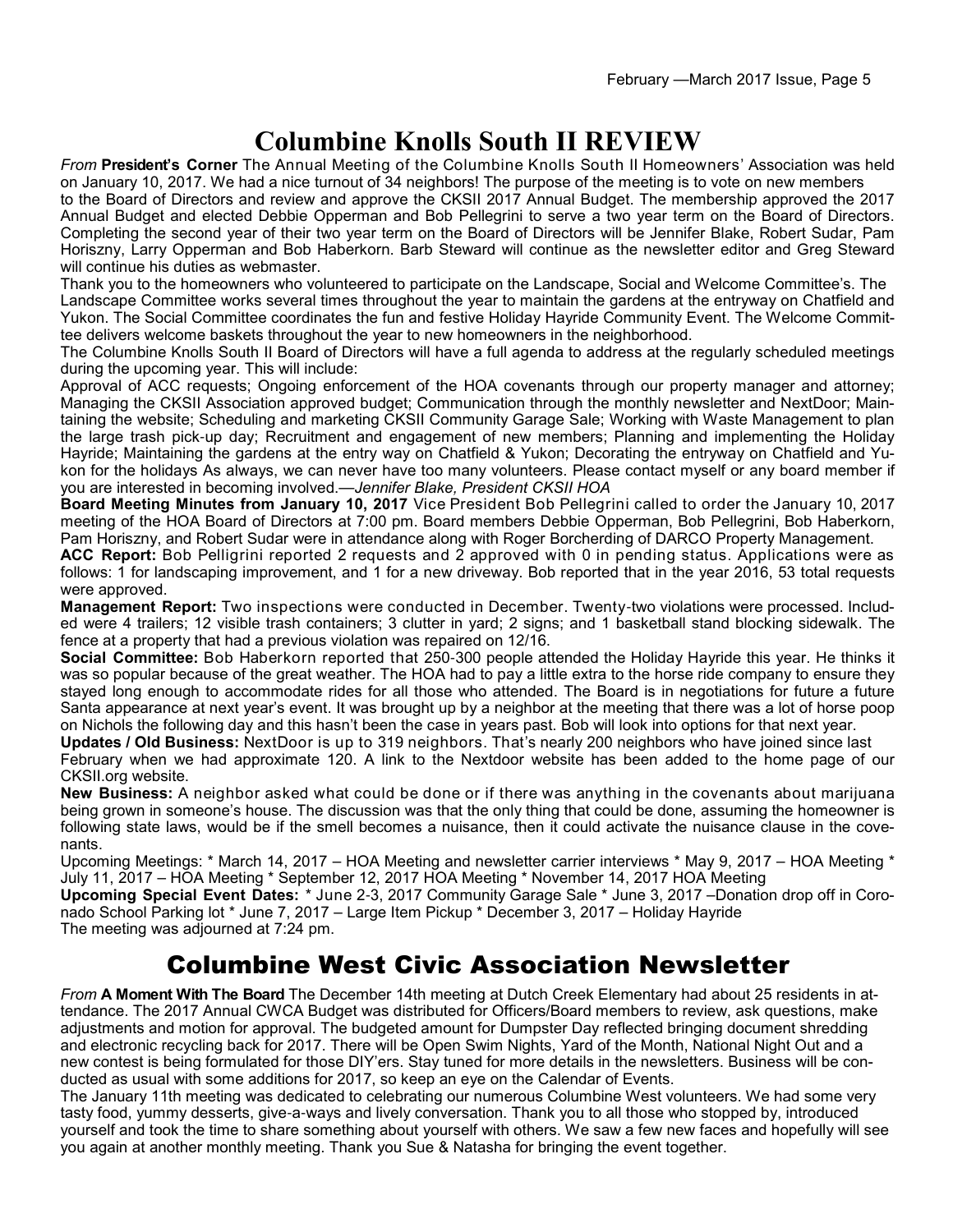# Columbine Knolls South II REVIEW

*From* **President's Corner** The Annual Meeting of the Columbine Knolls South II Homeowners' Association was held on January 10, 2017. We had a nice turnout of 34 neighbors! The purpose of the meeting is to vote on new members to the Board of Directors and review and approve the CKSII 2017 Annual Budget. The membership approved the 2017 Annual Budget and elected Debbie Opperman and Bob Pellegrini to serve a two year term on the Board of Directors. Completing the second year of their two year term on the Board of Directors will be Jennifer Blake, Robert Sudar, Pam Horiszny, Larry Opperman and Bob Haberkorn. Barb Steward will continue as the newsletter editor and Greg Steward will continue his duties as webmaster.

Thank you to the homeowners who volunteered to participate on the Landscape, Social and Welcome Committee's. The Landscape Committee works several times throughout the year to maintain the gardens at the entryway on Chatfield and Yukon. The Social Committee coordinates the fun and festive Holiday Hayride Community Event. The Welcome Committee delivers welcome baskets throughout the year to new homeowners in the neighborhood.

The Columbine Knolls South II Board of Directors will have a full agenda to address at the regularly scheduled meetings during the upcoming year. This will include:

Approval of ACC requests; Ongoing enforcement of the HOA covenants through our property manager and attorney; Managing the CKSII Association approved budget; Communication through the monthly newsletter and NextDoor; Maintaining the website; Scheduling and marketing CKSII Community Garage Sale; Working with Waste Management to plan the large trash pick-up day; Recruitment and engagement of new members; Planning and implementing the Holiday Hayride; Maintaining the gardens at the entry way on Chatfield & Yukon; Decorating the entryway on Chatfield and Yukon for the holidays As always, we can never have too many volunteers. Please contact myself or any board member if you are interested in becoming involved.—*Jennifer Blake, President CKSII HOA*

**Board Meeting Minutes from January 10, 2017** Vice President Bob Pellegrini called to order the January 10, 2017 meeting of the HOA Board of Directors at 7:00 pm. Board members Debbie Opperman, Bob Pellegrini, Bob Haberkorn, Pam Horiszny, and Robert Sudar were in attendance along with Roger Borcherding of DARCO Property Management.

**ACC Report:** Bob Pelligrini reported 2 requests and 2 approved with 0 in pending status. Applications were as follows: 1 for landscaping improvement, and 1 for a new driveway. Bob reported that in the year 2016, 53 total requests were approved.

**Management Report:** Two inspections were conducted in December. Twenty-two violations were processed. Included were 4 trailers; 12 visible trash containers; 3 clutter in yard; 2 signs; and 1 basketball stand blocking sidewalk. The fence at a property that had a previous violation was repaired on 12/16.

**Social Committee:** Bob Haberkorn reported that 250-300 people attended the Holiday Hayride this year. He thinks it was so popular because of the great weather. The HOA had to pay a little extra to the horse ride company to ensure they stayed long enough to accommodate rides for all those who attended. The Board is in negotiations for future a future Santa appearance at next year's event. It was brought up by a neighbor at the meeting that there was a lot of horse poop on Nichols the following day and this hasn't been the case in years past. Bob will look into options for that next year.

**Updates / Old Business:** NextDoor is up to 319 neighbors. That's nearly 200 neighbors who have joined since last February when we had approximate 120. A link to the Nextdoor website has been added to the home page of our CKSII.org website.

**New Business:** A neighbor asked what could be done or if there was anything in the covenants about marijuana being grown in someone's house. The discussion was that the only thing that could be done, assuming the homeowner is following state laws, would be if the smell becomes a nuisance, then it could activate the nuisance clause in the covenants.

Upcoming Meetings: * March 14, 2017 – HOA Meeting and newsletter carrier interviews * May 9, 2017 – HOA Meeting * July 11, 2017 – HOA Meeting * September 12, 2017 HOA Meeting * November 14, 2017 HOA Meeting

**Upcoming Special Event Dates:** * June 2-3, 2017 Community Garage Sale * June 3, 2017 –Donation drop off in Coronado School Parking lot * June 7, 2017 – Large Item Pickup * December 3, 2017 – Holiday Hayride

The meeting was adjourned at 7:24 pm.

# Columbine West Civic Association Newsletter

*From* **A Moment With The Board** The December 14th meeting at Dutch Creek Elementary had about 25 residents in attendance. The 2017 Annual CWCA Budget was distributed for Officers/Board members to review, ask questions, make adjustments and motion for approval. The budgeted amount for Dumpster Day reflected bringing document shredding and electronic recycling back for 2017. There will be Open Swim Nights, Yard of the Month, National Night Out and a new contest is being formulated for those DIY'ers. Stay tuned for more details in the newsletters. Business will be conducted as usual with some additions for 2017, so keep an eye on the Calendar of Events.

The January 11th meeting was dedicated to celebrating our numerous Columbine West volunteers. We had some very tasty food, yummy desserts, give-a-ways and lively conversation. Thank you to all those who stopped by, introduced yourself and took the time to share something about yourself with others. We saw a few new faces and hopefully will see you again at another monthly meeting. Thank you Sue & Natasha for bringing the event together.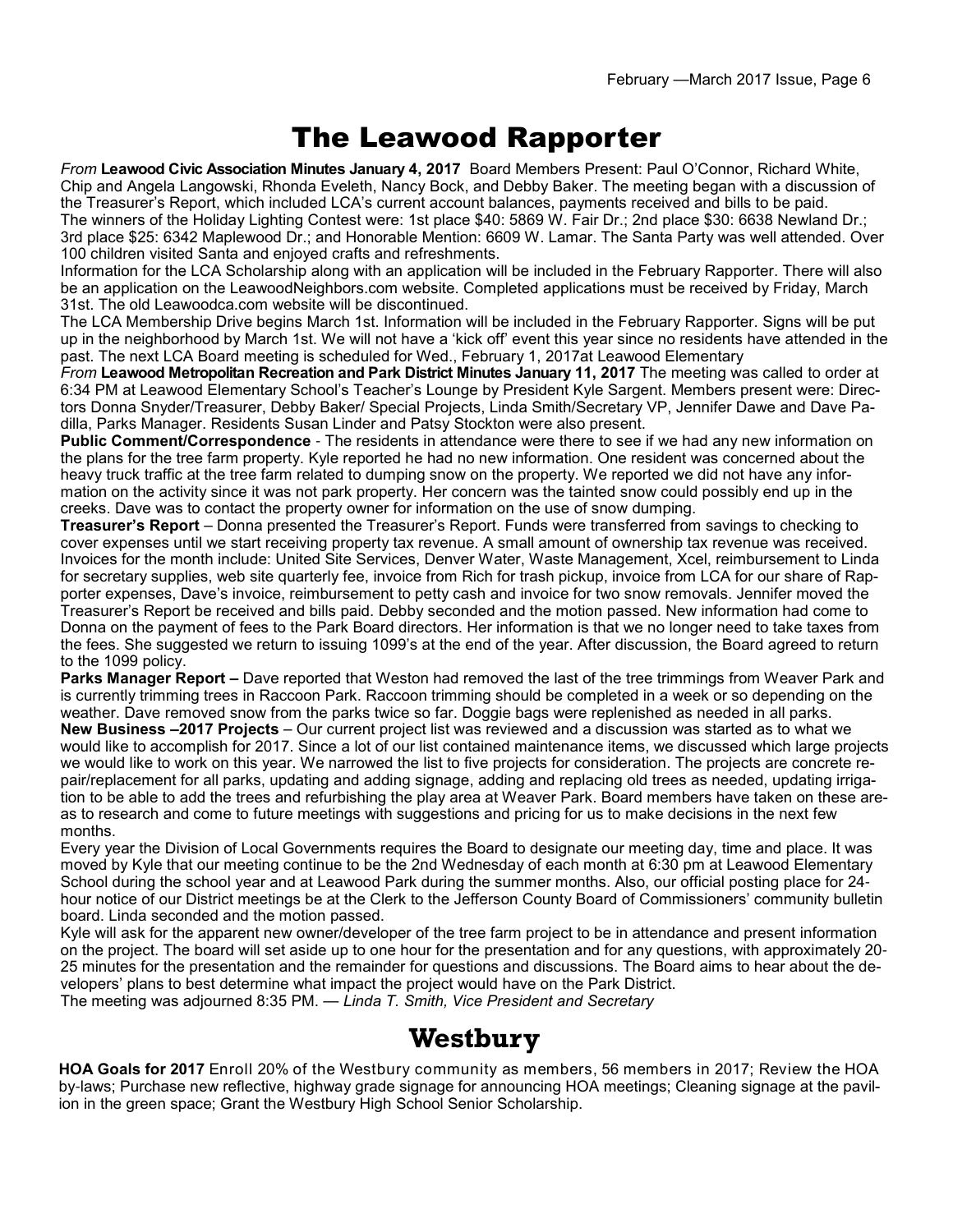# The Leawood Rapporter

*From* **Leawood Civic Association Minutes January 4, 2017** Board Members Present: Paul O'Connor, Richard White, Chip and Angela Langowski, Rhonda Eveleth, Nancy Bock, and Debby Baker. The meeting began with a discussion of the Treasurer's Report, which included LCA's current account balances, payments received and bills to be paid.

The winners of the Holiday Lighting Contest were: 1st place $40: 5869 W. Fair Dr.; 2nd place $30: 6638 Newland Dr.; 3rd place $25: 6342 Maplewood Dr.; and Honorable Mention: 6609 W. Lamar. The Santa Party was well attended. Over 100 children visited Santa and enjoyed crafts and refreshments.

Information for the LCA Scholarship along with an application will be included in the February Rapporter. There will also be an application on the LeawoodNeighbors.com website. Completed applications must be received by Friday, March 31st. The old Leawoodca.com website will be discontinued.

The LCA Membership Drive begins March 1st. Information will be included in the February Rapporter. Signs will be put up in the neighborhood by March 1st. We will not have a 'kick off' event this year since no residents have attended in the past. The next LCA Board meeting is scheduled for Wed., February 1, 2017at Leawood Elementary

*From* **Leawood Metropolitan Recreation and Park District Minutes January 11, 2017** The meeting was called to order at 6:34 PM at Leawood Elementary School's Teacher's Lounge by President Kyle Sargent. Members present were: Directors Donna Snyder/Treasurer, Debby Baker/ Special Projects, Linda Smith/Secretary VP, Jennifer Dawe and Dave Padilla, Parks Manager. Residents Susan Linder and Patsy Stockton were also present.

**Public Comment/Correspondence** - The residents in attendance were there to see if we had any new information on the plans for the tree farm property. Kyle reported he had no new information. One resident was concerned about the heavy truck traffic at the tree farm related to dumping snow on the property. We reported we did not have any information on the activity since it was not park property. Her concern was the tainted snow could possibly end up in the creeks. Dave was to contact the property owner for information on the use of snow dumping.

**Treasurer's Report** – Donna presented the Treasurer's Report. Funds were transferred from savings to checking to cover expenses until we start receiving property tax revenue. A small amount of ownership tax revenue was received. Invoices for the month include: United Site Services, Denver Water, Waste Management, Xcel, reimbursement to Linda for secretary supplies, web site quarterly fee, invoice from Rich for trash pickup, invoice from LCA for our share of Rapporter expenses, Dave's invoice, reimbursement to petty cash and invoice for two snow removals. Jennifer moved the Treasurer's Report be received and bills paid. Debby seconded and the motion passed. New information had come to Donna on the payment of fees to the Park Board directors. Her information is that we no longer need to take taxes from the fees. She suggested we return to issuing 1099's at the end of the year. After discussion, the Board agreed to return to the 1099 policy.

**Parks Manager Report –** Dave reported that Weston had removed the last of the tree trimmings from Weaver Park and is currently trimming trees in Raccoon Park. Raccoon trimming should be completed in a week or so depending on the weather. Dave removed snow from the parks twice so far. Doggie bags were replenished as needed in all parks.

**New Business –2017 Projects** – Our current project list was reviewed and a discussion was started as to what we would like to accomplish for 2017. Since a lot of our list contained maintenance items, we discussed which large projects we would like to work on this year. We narrowed the list to five projects for consideration. The projects are concrete repair/replacement for all parks, updating and adding signage, adding and replacing old trees as needed, updating irrigation to be able to add the trees and refurbishing the play area at Weaver Park. Board members have taken on these areas to research and come to future meetings with suggestions and pricing for us to make decisions in the next few months.

Every year the Division of Local Governments requires the Board to designate our meeting day, time and place. It was moved by Kyle that our meeting continue to be the 2nd Wednesday of each month at 6:30 pm at Leawood Elementary School during the school year and at Leawood Park during the summer months. Also, our official posting place for 24-hour notice of our District meetings be at the Clerk to the Jefferson County Board of Commissioners' community bulletin board. Linda seconded and the motion passed.

Kyle will ask for the apparent new owner/developer of the tree farm project to be in attendance and present information on the project. The board will set aside up to one hour for the presentation and for any questions, with approximately 20-25 minutes for the presentation and the remainder for questions and discussions. The Board aims to hear about the developers' plans to best determine what impact the project would have on the Park District.

The meeting was adjourned 8:35 PM. — *Linda T. Smith, Vice President and Secretary*

# Westbury

**HOA Goals for 2017** Enroll 20% of the Westbury community as members, 56 members in 2017; Review the HOA by-laws; Purchase new reflective, highway grade signage for announcing HOA meetings; Cleaning signage at the pavilion in the green space; Grant the Westbury High School Senior Scholarship.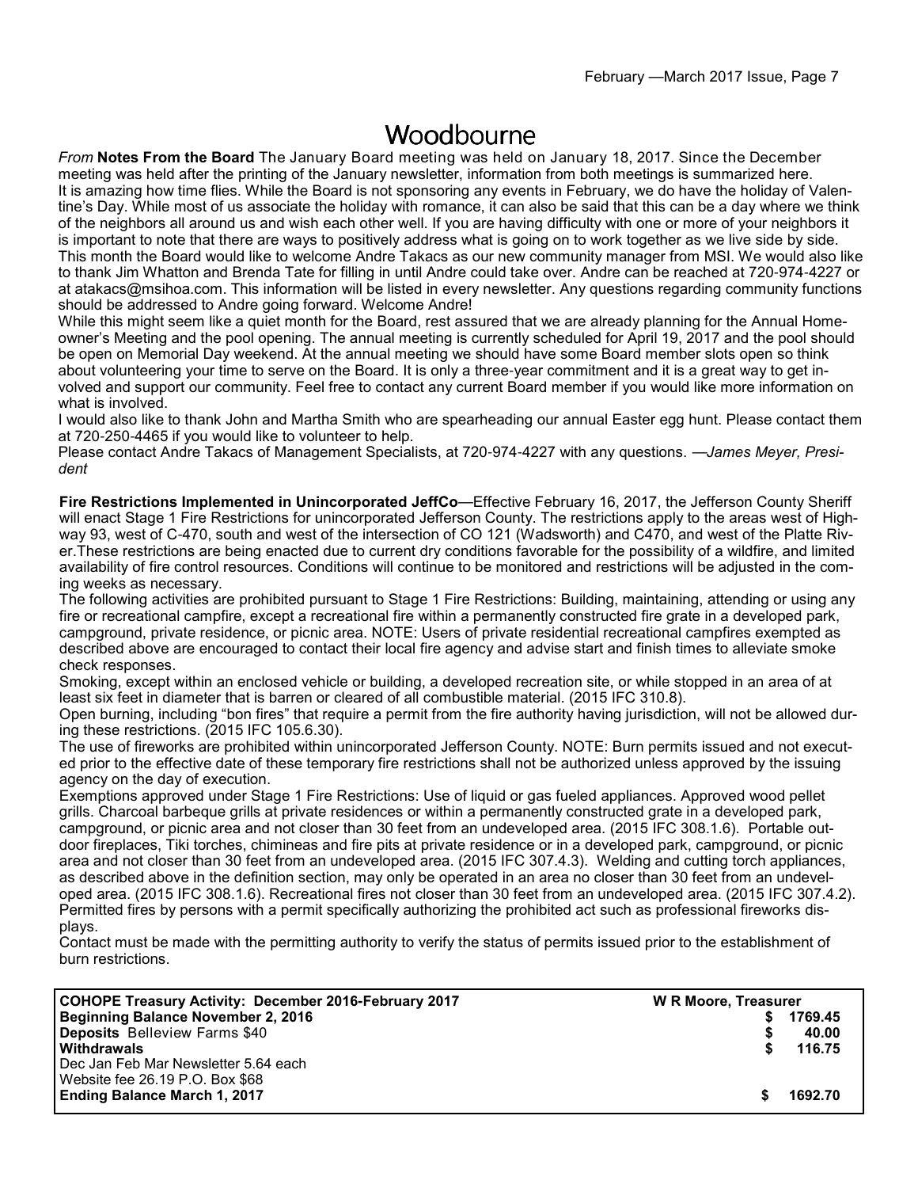# Woodbourne

*From* **Notes From the Board** The January Board meeting was held on January 18, 2017. Since the December meeting was held after the printing of the January newsletter, information from both meetings is summarized here.
It is amazing how time flies. While the Board is not sponsoring any events in February, we do have the holiday of Valentine's Day. While most of us associate the holiday with romance, it can also be said that this can be a day where we think of the neighbors all around us and wish each other well. If you are having difficulty with one or more of your neighbors it is important to note that there are ways to positively address what is going on to work together as we live side by side.
This month the Board would like to welcome Andre Takacs as our new community manager from MSI. We would also like to thank Jim Whatton and Brenda Tate for filling in until Andre could take over. Andre can be reached at 720-974-4227 or at atakacs@msihoa.com. This information will be listed in every newsletter. Any questions regarding community functions should be addressed to Andre going forward. Welcome Andre!
While this might seem like a quiet month for the Board, rest assured that we are already planning for the Annual Homeowner's Meeting and the pool opening. The annual meeting is currently scheduled for April 19, 2017 and the pool should be open on Memorial Day weekend. At the annual meeting we should have some Board member slots open so think about volunteering your time to serve on the Board. It is only a three-year commitment and it is a great way to get involved and support our community. Feel free to contact any current Board member if you would like more information on what is involved.
I would also like to thank John and Martha Smith who are spearheading our annual Easter egg hunt. Please contact them at 720-250-4465 if you would like to volunteer to help.
Please contact Andre Takacs of Management Specialists, at 720-974-4227 with any questions. —*James Meyer, President*

**Fire Restrictions Implemented in Unincorporated JeffCo**—Effective February 16, 2017, the Jefferson County Sheriff will enact Stage 1 Fire Restrictions for unincorporated Jefferson County. The restrictions apply to the areas west of Highway 93, west of C-470, south and west of the intersection of CO 121 (Wadsworth) and C470, and west of the Platte River.These restrictions are being enacted due to current dry conditions favorable for the possibility of a wildfire, and limited availability of fire control resources. Conditions will continue to be monitored and restrictions will be adjusted in the coming weeks as necessary.
The following activities are prohibited pursuant to Stage 1 Fire Restrictions: Building, maintaining, attending or using any fire or recreational campfire, except a recreational fire within a permanently constructed fire grate in a developed park, campground, private residence, or picnic area. NOTE: Users of private residential recreational campfires exempted as described above are encouraged to contact their local fire agency and advise start and finish times to alleviate smoke check responses.
Smoking, except within an enclosed vehicle or building, a developed recreation site, or while stopped in an area of at least six feet in diameter that is barren or cleared of all combustible material. (2015 IFC 310.8).
Open burning, including "bon fires" that require a permit from the fire authority having jurisdiction, will not be allowed during these restrictions. (2015 IFC 105.6.30).
The use of fireworks are prohibited within unincorporated Jefferson County. NOTE: Burn permits issued and not executed prior to the effective date of these temporary fire restrictions shall not be authorized unless approved by the issuing agency on the day of execution.
Exemptions approved under Stage 1 Fire Restrictions: Use of liquid or gas fueled appliances. Approved wood pellet grills. Charcoal barbeque grills at private residences or within a permanently constructed grate in a developed park, campground, or picnic area and not closer than 30 feet from an undeveloped area. (2015 IFC 308.1.6). Portable outdoor fireplaces, Tiki torches, chimineas and fire pits at private residence or in a developed park, campground, or picnic area and not closer than 30 feet from an undeveloped area. (2015 IFC 307.4.3). Welding and cutting torch appliances, as described above in the definition section, may only be operated in an area no closer than 30 feet from an undeveloped area. (2015 IFC 308.1.6). Recreational fires not closer than 30 feet from an undeveloped area. (2015 IFC 307.4.2). Permitted fires by persons with a permit specifically authorizing the prohibited act such as professional fireworks displays.
Contact must be made with the permitting authority to verify the status of permits issued prior to the establishment of burn restrictions.

| **COHOPE Treasury Activity: December 2016-February 2017** | **W R Moore, Treasurer** |
|---|---|
| **Beginning Balance November 2, 2016** | **$ 1769.45** |
| **Deposits** Belleview Farms $40 | **$ 40.00** |
| **Withdrawals** | **$ 116.75** |
| Dec Jan Feb Mar Newsletter 5.64 each | |
| Website fee 26.19 P.O. Box $68 | |
| **Ending Balance March 1, 2017** | **$ 1692.70** |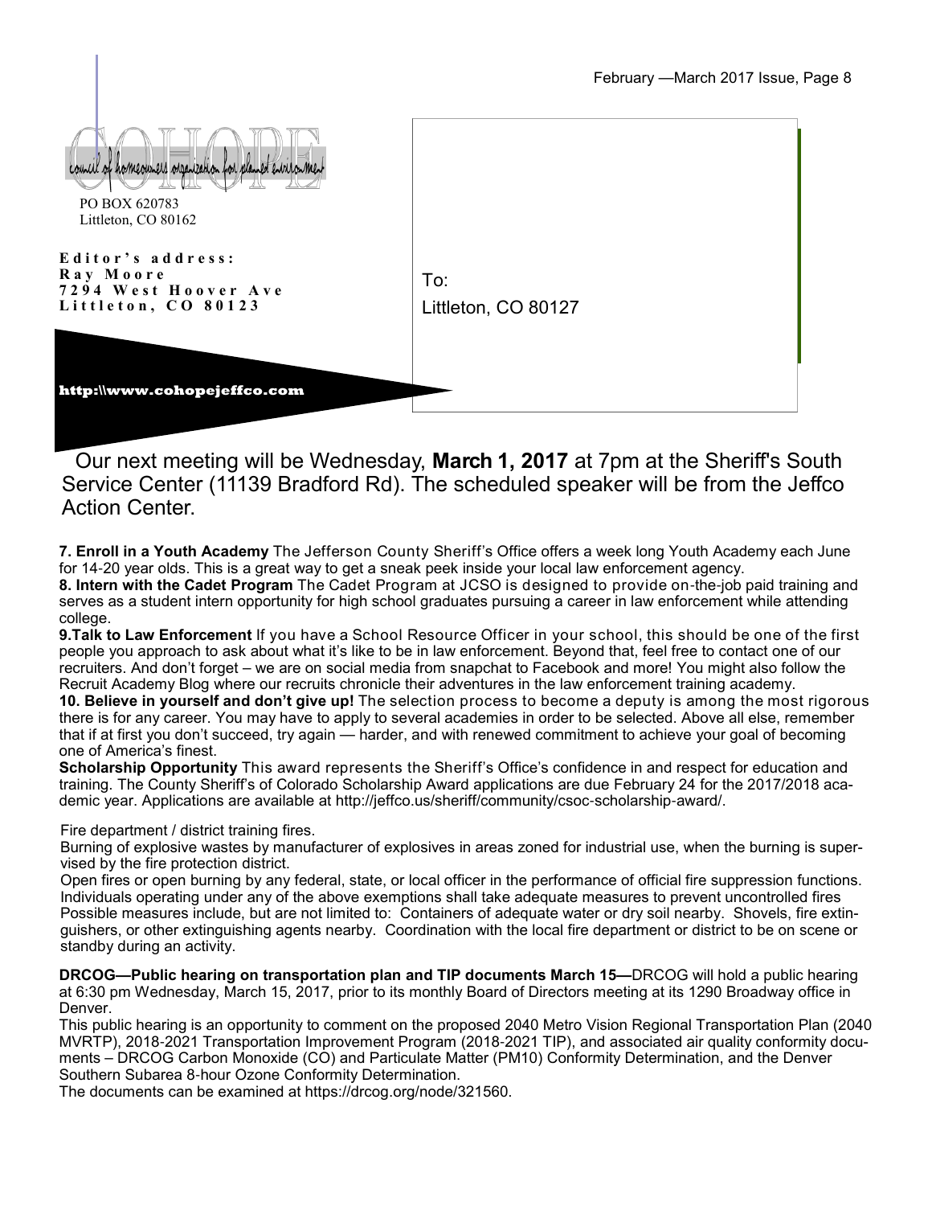COHOPE

council of homeowners organization for planned environment

PO BOX 620783
Littleton, CO 80162

**Editor's address:**
**Ray Moore**
**7294 West Hoover Ave**
**Littleton, CO 80123**

**http:\\www.cohopejeffco.com**

To:

Littleton, CO 80127

Our next meeting will be Wednesday, **March 1, 2017** at 7pm at the Sheriff's South Service Center (11139 Bradford Rd). The scheduled speaker will be from the Jeffco Action Center.

**7. Enroll in a Youth Academy** The Jefferson County Sheriff's Office offers a week long Youth Academy each June for 14-20 year olds. This is a great way to get a sneak peek inside your local law enforcement agency.

**8. Intern with the Cadet Program** The Cadet Program at JCSO is designed to provide on-the-job paid training and serves as a student intern opportunity for high school graduates pursuing a career in law enforcement while attending college.

**9.Talk to Law Enforcement** If you have a School Resource Officer in your school, this should be one of the first people you approach to ask about what it's like to be in law enforcement. Beyond that, feel free to contact one of our recruiters. And don't forget – we are on social media from snapchat to Facebook and more! You might also follow the Recruit Academy Blog where our recruits chronicle their adventures in the law enforcement training academy.

**10. Believe in yourself and don't give up!** The selection process to become a deputy is among the most rigorous there is for any career. You may have to apply to several academies in order to be selected. Above all else, remember that if at first you don't succeed, try again — harder, and with renewed commitment to achieve your goal of becoming one of America's finest.

**Scholarship Opportunity** This award represents the Sheriff's Office's confidence in and respect for education and training. The County Sheriff's of Colorado Scholarship Award applications are due February 24 for the 2017/2018 academic year. Applications are available at http://jeffco.us/sheriff/community/csoc-scholarship-award/.

Fire department / district training fires.

Burning of explosive wastes by manufacturer of explosives in areas zoned for industrial use, when the burning is supervised by the fire protection district.

Open fires or open burning by any federal, state, or local officer in the performance of official fire suppression functions. Individuals operating under any of the above exemptions shall take adequate measures to prevent uncontrolled fires Possible measures include, but are not limited to: Containers of adequate water or dry soil nearby. Shovels, fire extinguishers, or other extinguishing agents nearby. Coordination with the local fire department or district to be on scene or standby during an activity.

**DRCOG—Public hearing on transportation plan and TIP documents March 15—**DRCOG will hold a public hearing at 6:30 pm Wednesday, March 15, 2017, prior to its monthly Board of Directors meeting at its 1290 Broadway office in Denver.

This public hearing is an opportunity to comment on the proposed 2040 Metro Vision Regional Transportation Plan (2040 MVRTP), 2018-2021 Transportation Improvement Program (2018-2021 TIP), and associated air quality conformity documents – DRCOG Carbon Monoxide (CO) and Particulate Matter (PM10) Conformity Determination, and the Denver Southern Subarea 8-hour Ozone Conformity Determination.

The documents can be examined at https://drcog.org/node/321560.